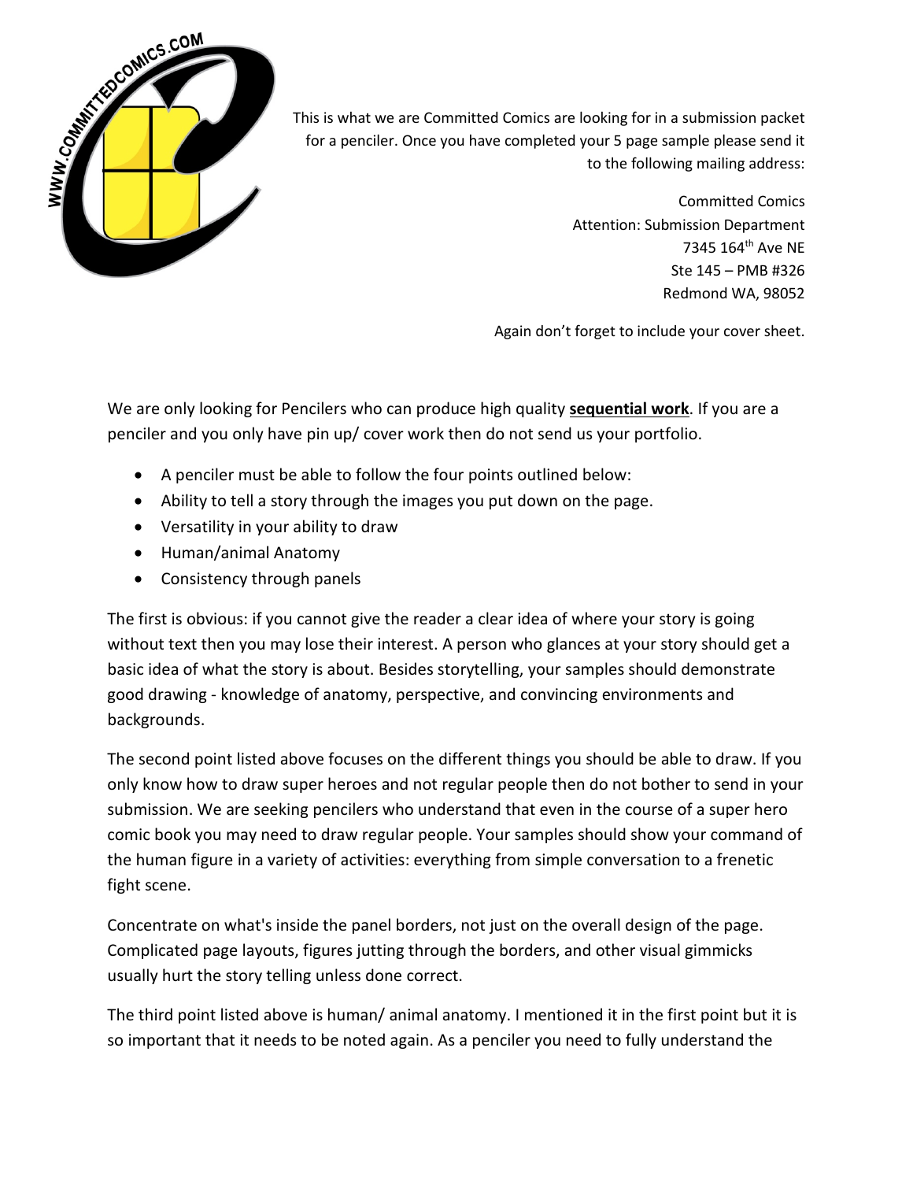This is what we are Committed Comics are looking for in a submission packet for a penciler. Once you have completed your 5 page sample please send it to the following mailing address:

Committed Comics
Attention: Submission Department
7345 164th Ave NE
Ste 145 – PMB #326
Redmond WA, 98052

Again don't forget to include your cover sheet.

We are only looking for Pencilers who can produce high quality **sequential work**. If you are a penciler and you only have pin up/ cover work then do not send us your portfolio.

- A penciler must be able to follow the four points outlined below:
- Ability to tell a story through the images you put down on the page.
- Versatility in your ability to draw
- Human/animal Anatomy
- Consistency through panels

The first is obvious: if you cannot give the reader a clear idea of where your story is going without text then you may lose their interest. A person who glances at your story should get a basic idea of what the story is about. Besides storytelling, your samples should demonstrate good drawing - knowledge of anatomy, perspective, and convincing environments and backgrounds.

The second point listed above focuses on the different things you should be able to draw. If you only know how to draw super heroes and not regular people then do not bother to send in your submission. We are seeking pencilers who understand that even in the course of a super hero comic book you may need to draw regular people. Your samples should show your command of the human figure in a variety of activities: everything from simple conversation to a frenetic fight scene.

Concentrate on what's inside the panel borders, not just on the overall design of the page. Complicated page layouts, figures jutting through the borders, and other visual gimmicks usually hurt the story telling unless done correct.

The third point listed above is human/ animal anatomy. I mentioned it in the first point but it is so important that it needs to be noted again. As a penciler you need to fully understand the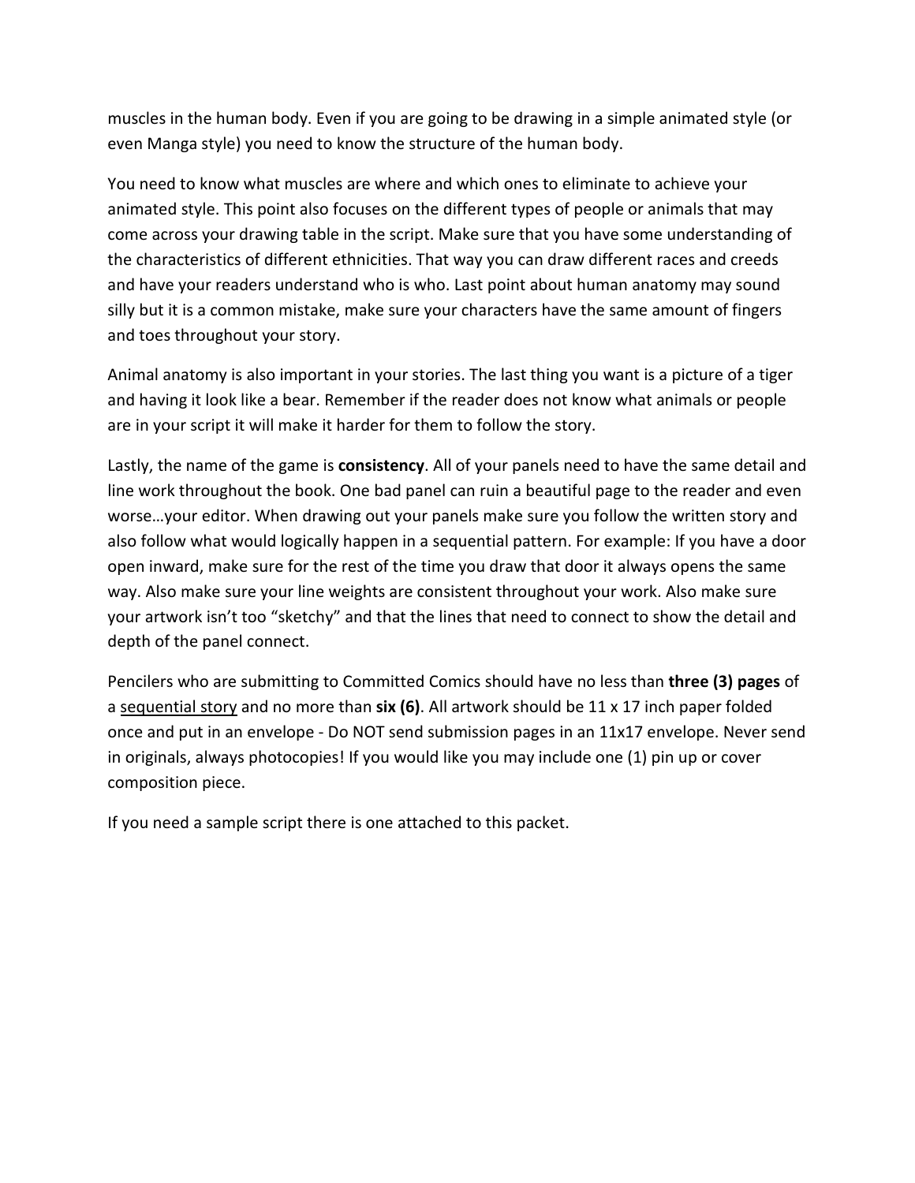muscles in the human body. Even if you are going to be drawing in a simple animated style (or even Manga style) you need to know the structure of the human body.

You need to know what muscles are where and which ones to eliminate to achieve your animated style. This point also focuses on the different types of people or animals that may come across your drawing table in the script. Make sure that you have some understanding of the characteristics of different ethnicities. That way you can draw different races and creeds and have your readers understand who is who. Last point about human anatomy may sound silly but it is a common mistake, make sure your characters have the same amount of fingers and toes throughout your story.

Animal anatomy is also important in your stories. The last thing you want is a picture of a tiger and having it look like a bear. Remember if the reader does not know what animals or people are in your script it will make it harder for them to follow the story.

Lastly, the name of the game is **consistency**. All of your panels need to have the same detail and line work throughout the book. One bad panel can ruin a beautiful page to the reader and even worse…your editor. When drawing out your panels make sure you follow the written story and also follow what would logically happen in a sequential pattern. For example: If you have a door open inward, make sure for the rest of the time you draw that door it always opens the same way. Also make sure your line weights are consistent throughout your work. Also make sure your artwork isn't too "sketchy" and that the lines that need to connect to show the detail and depth of the panel connect.

Pencilers who are submitting to Committed Comics should have no less than **three (3) pages** of a <u>sequential story</u> and no more than **six (6)**. All artwork should be 11 x 17 inch paper folded once and put in an envelope - Do NOT send submission pages in an 11x17 envelope. Never send in originals, always photocopies! If you would like you may include one (1) pin up or cover composition piece.

If you need a sample script there is one attached to this packet.